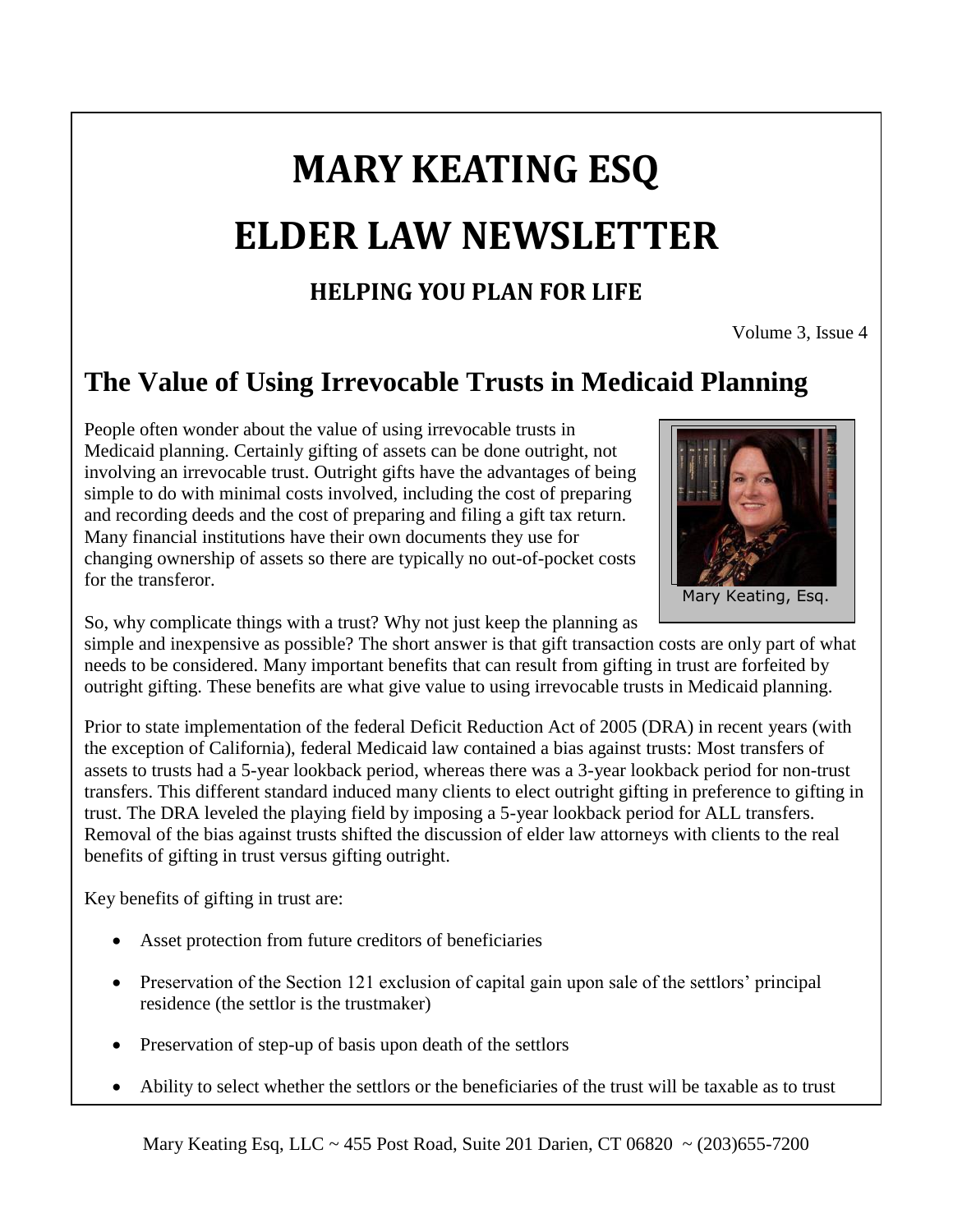# MARY KEATING ESQ

# ELDER LAW NEWSLETTER

### HELPING YOU PLAN FOR LIFE

Volume 3, Issue 4

## The Value of Using Irrevocable Trusts in Medicaid Planning

People often wonder about the value of using irrevocable trusts in Medicaid planning. Certainly gifting of assets can be done outright, not involving an irrevocable trust. Outright gifts have the advantages of being simple to do with minimal costs involved, including the cost of preparing and recording deeds and the cost of preparing and filing a gift tax return. Many financial institutions have their own documents they use for changing ownership of assets so there are typically no out-of-pocket costs for the transferor.

Mary Keating, Esq.

So, why complicate things with a trust? Why not just keep the planning as simple and inexpensive as possible? The short answer is that gift transaction costs are only part of what needs to be considered. Many important benefits that can result from gifting in trust are forfeited by outright gifting. These benefits are what give value to using irrevocable trusts in Medicaid planning.

Prior to state implementation of the federal Deficit Reduction Act of 2005 (DRA) in recent years (with the exception of California), federal Medicaid law contained a bias against trusts: Most transfers of assets to trusts had a 5-year lookback period, whereas there was a 3-year lookback period for non-trust transfers. This different standard induced many clients to elect outright gifting in preference to gifting in trust. The DRA leveled the playing field by imposing a 5-year lookback period for ALL transfers. Removal of the bias against trusts shifted the discussion of elder law attorneys with clients to the real benefits of gifting in trust versus gifting outright.

Key benefits of gifting in trust are:

- Asset protection from future creditors of beneficiaries
- Preservation of the Section 121 exclusion of capital gain upon sale of the settlors' principal residence (the settlor is the trustmaker)
- Preservation of step-up of basis upon death of the settlors
- Ability to select whether the settlors or the beneficiaries of the trust will be taxable as to trust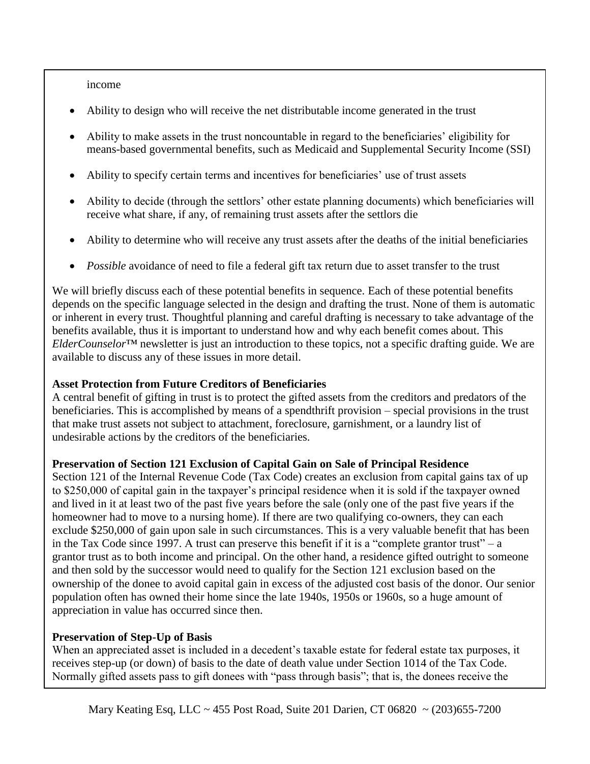income

- Ability to design who will receive the net distributable income generated in the trust
- Ability to make assets in the trust noncountable in regard to the beneficiaries' eligibility for means-based governmental benefits, such as Medicaid and Supplemental Security Income (SSI)
- Ability to specify certain terms and incentives for beneficiaries' use of trust assets
- Ability to decide (through the settlors' other estate planning documents) which beneficiaries will receive what share, if any, of remaining trust assets after the settlors die
- Ability to determine who will receive any trust assets after the deaths of the initial beneficiaries
- *Possible* avoidance of need to file a federal gift tax return due to asset transfer to the trust

We will briefly discuss each of these potential benefits in sequence. Each of these potential benefits depends on the specific language selected in the design and drafting the trust. None of them is automatic or inherent in every trust. Thoughtful planning and careful drafting is necessary to take advantage of the benefits available, thus it is important to understand how and why each benefit comes about. This *ElderCounselor*™ newsletter is just an introduction to these topics, not a specific drafting guide. We are available to discuss any of these issues in more detail.

**Asset Protection from Future Creditors of Beneficiaries**

A central benefit of gifting in trust is to protect the gifted assets from the creditors and predators of the beneficiaries. This is accomplished by means of a spendthrift provision – special provisions in the trust that make trust assets not subject to attachment, foreclosure, garnishment, or a laundry list of undesirable actions by the creditors of the beneficiaries.

**Preservation of Section 121 Exclusion of Capital Gain on Sale of Principal Residence**

Section 121 of the Internal Revenue Code (Tax Code) creates an exclusion from capital gains tax of up to $250,000 of capital gain in the taxpayer's principal residence when it is sold if the taxpayer owned and lived in it at least two of the past five years before the sale (only one of the past five years if the homeowner had to move to a nursing home). If there are two qualifying co-owners, they can each exclude $250,000 of gain upon sale in such circumstances. This is a very valuable benefit that has been in the Tax Code since 1997. A trust can preserve this benefit if it is a "complete grantor trust" – a grantor trust as to both income and principal. On the other hand, a residence gifted outright to someone and then sold by the successor would need to qualify for the Section 121 exclusion based on the ownership of the donee to avoid capital gain in excess of the adjusted cost basis of the donor. Our senior population often has owned their home since the late 1940s, 1950s or 1960s, so a huge amount of appreciation in value has occurred since then.

**Preservation of Step-Up of Basis**

When an appreciated asset is included in a decedent's taxable estate for federal estate tax purposes, it receives step-up (or down) of basis to the date of death value under Section 1014 of the Tax Code. Normally gifted assets pass to gift donees with "pass through basis"; that is, the donees receive the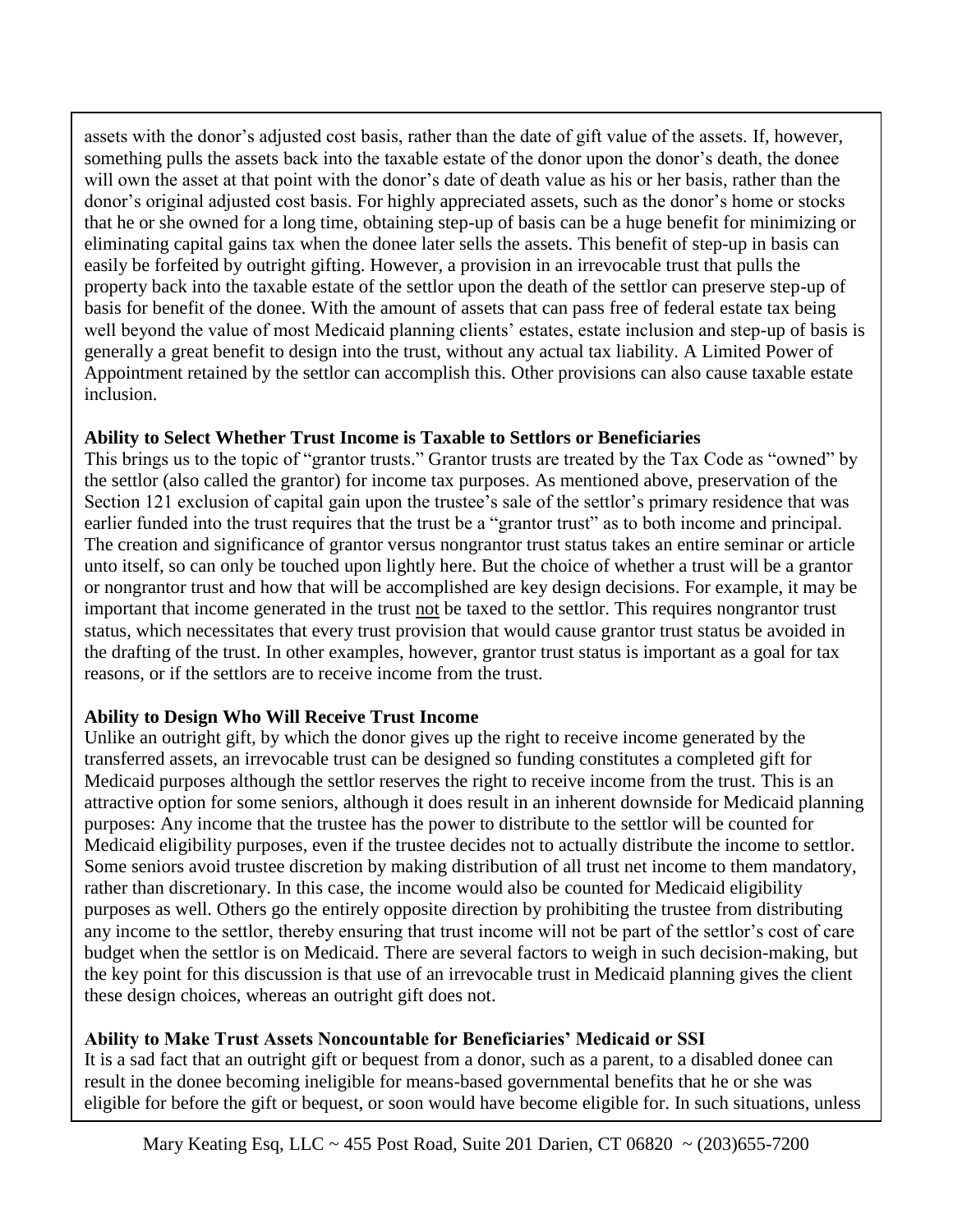assets with the donor's adjusted cost basis, rather than the date of gift value of the assets. If, however, something pulls the assets back into the taxable estate of the donor upon the donor's death, the donee will own the asset at that point with the donor's date of death value as his or her basis, rather than the donor's original adjusted cost basis. For highly appreciated assets, such as the donor's home or stocks that he or she owned for a long time, obtaining step-up of basis can be a huge benefit for minimizing or eliminating capital gains tax when the donee later sells the assets. This benefit of step-up in basis can easily be forfeited by outright gifting. However, a provision in an irrevocable trust that pulls the property back into the taxable estate of the settlor upon the death of the settlor can preserve step-up of basis for benefit of the donee. With the amount of assets that can pass free of federal estate tax being well beyond the value of most Medicaid planning clients' estates, estate inclusion and step-up of basis is generally a great benefit to design into the trust, without any actual tax liability. A Limited Power of Appointment retained by the settlor can accomplish this. Other provisions can also cause taxable estate inclusion.

**Ability to Select Whether Trust Income is Taxable to Settlors or Beneficiaries**

This brings us to the topic of "grantor trusts." Grantor trusts are treated by the Tax Code as "owned" by the settlor (also called the grantor) for income tax purposes. As mentioned above, preservation of the Section 121 exclusion of capital gain upon the trustee's sale of the settlor's primary residence that was earlier funded into the trust requires that the trust be a "grantor trust" as to both income and principal. The creation and significance of grantor versus nongrantor trust status takes an entire seminar or article unto itself, so can only be touched upon lightly here. But the choice of whether a trust will be a grantor or nongrantor trust and how that will be accomplished are key design decisions. For example, it may be important that income generated in the trust not be taxed to the settlor. This requires nongrantor trust status, which necessitates that every trust provision that would cause grantor trust status be avoided in the drafting of the trust. In other examples, however, grantor trust status is important as a goal for tax reasons, or if the settlors are to receive income from the trust.

**Ability to Design Who Will Receive Trust Income**

Unlike an outright gift, by which the donor gives up the right to receive income generated by the transferred assets, an irrevocable trust can be designed so funding constitutes a completed gift for Medicaid purposes although the settlor reserves the right to receive income from the trust. This is an attractive option for some seniors, although it does result in an inherent downside for Medicaid planning purposes: Any income that the trustee has the power to distribute to the settlor will be counted for Medicaid eligibility purposes, even if the trustee decides not to actually distribute the income to settlor. Some seniors avoid trustee discretion by making distribution of all trust net income to them mandatory, rather than discretionary. In this case, the income would also be counted for Medicaid eligibility purposes as well. Others go the entirely opposite direction by prohibiting the trustee from distributing any income to the settlor, thereby ensuring that trust income will not be part of the settlor's cost of care budget when the settlor is on Medicaid. There are several factors to weigh in such decision-making, but the key point for this discussion is that use of an irrevocable trust in Medicaid planning gives the client these design choices, whereas an outright gift does not.

**Ability to Make Trust Assets Noncountable for Beneficiaries' Medicaid or SSI**

It is a sad fact that an outright gift or bequest from a donor, such as a parent, to a disabled donee can result in the donee becoming ineligible for means-based governmental benefits that he or she was eligible for before the gift or bequest, or soon would have become eligible for. In such situations, unless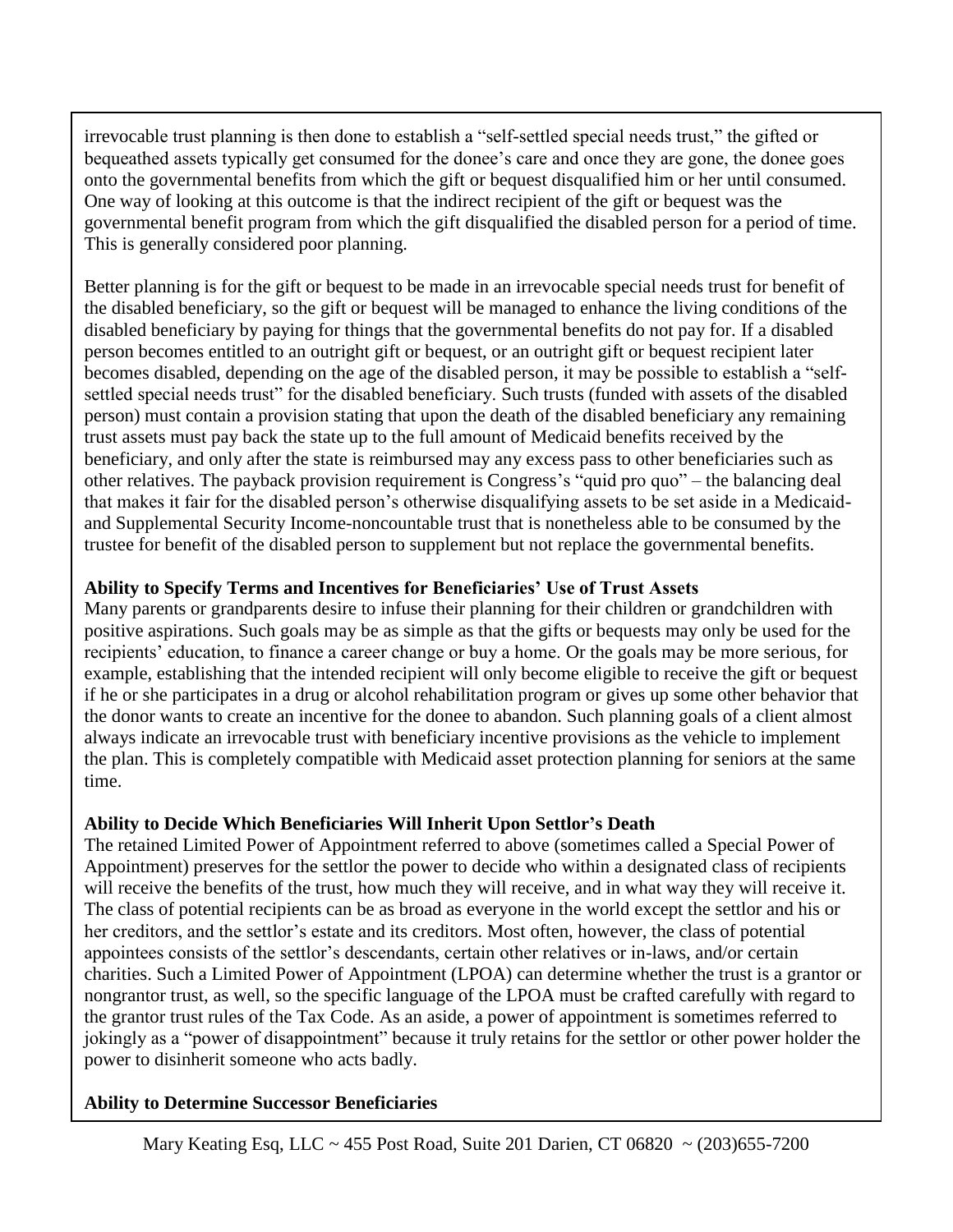irrevocable trust planning is then done to establish a "self-settled special needs trust," the gifted or bequeathed assets typically get consumed for the donee's care and once they are gone, the donee goes onto the governmental benefits from which the gift or bequest disqualified him or her until consumed. One way of looking at this outcome is that the indirect recipient of the gift or bequest was the governmental benefit program from which the gift disqualified the disabled person for a period of time. This is generally considered poor planning.

Better planning is for the gift or bequest to be made in an irrevocable special needs trust for benefit of the disabled beneficiary, so the gift or bequest will be managed to enhance the living conditions of the disabled beneficiary by paying for things that the governmental benefits do not pay for. If a disabled person becomes entitled to an outright gift or bequest, or an outright gift or bequest recipient later becomes disabled, depending on the age of the disabled person, it may be possible to establish a "self-settled special needs trust" for the disabled beneficiary. Such trusts (funded with assets of the disabled person) must contain a provision stating that upon the death of the disabled beneficiary any remaining trust assets must pay back the state up to the full amount of Medicaid benefits received by the beneficiary, and only after the state is reimbursed may any excess pass to other beneficiaries such as other relatives. The payback provision requirement is Congress's "quid pro quo" – the balancing deal that makes it fair for the disabled person's otherwise disqualifying assets to be set aside in a Medicaid- and Supplemental Security Income-noncountable trust that is nonetheless able to be consumed by the trustee for benefit of the disabled person to supplement but not replace the governmental benefits.

**Ability to Specify Terms and Incentives for Beneficiaries' Use of Trust Assets**

Many parents or grandparents desire to infuse their planning for their children or grandchildren with positive aspirations. Such goals may be as simple as that the gifts or bequests may only be used for the recipients' education, to finance a career change or buy a home. Or the goals may be more serious, for example, establishing that the intended recipient will only become eligible to receive the gift or bequest if he or she participates in a drug or alcohol rehabilitation program or gives up some other behavior that the donor wants to create an incentive for the donee to abandon. Such planning goals of a client almost always indicate an irrevocable trust with beneficiary incentive provisions as the vehicle to implement the plan. This is completely compatible with Medicaid asset protection planning for seniors at the same time.

**Ability to Decide Which Beneficiaries Will Inherit Upon Settlor's Death**

The retained Limited Power of Appointment referred to above (sometimes called a Special Power of Appointment) preserves for the settlor the power to decide who within a designated class of recipients will receive the benefits of the trust, how much they will receive, and in what way they will receive it. The class of potential recipients can be as broad as everyone in the world except the settlor and his or her creditors, and the settlor's estate and its creditors. Most often, however, the class of potential appointees consists of the settlor's descendants, certain other relatives or in-laws, and/or certain charities. Such a Limited Power of Appointment (LPOA) can determine whether the trust is a grantor or nongrantor trust, as well, so the specific language of the LPOA must be crafted carefully with regard to the grantor trust rules of the Tax Code. As an aside, a power of appointment is sometimes referred to jokingly as a "power of disappointment" because it truly retains for the settlor or other power holder the power to disinherit someone who acts badly.

**Ability to Determine Successor Beneficiaries**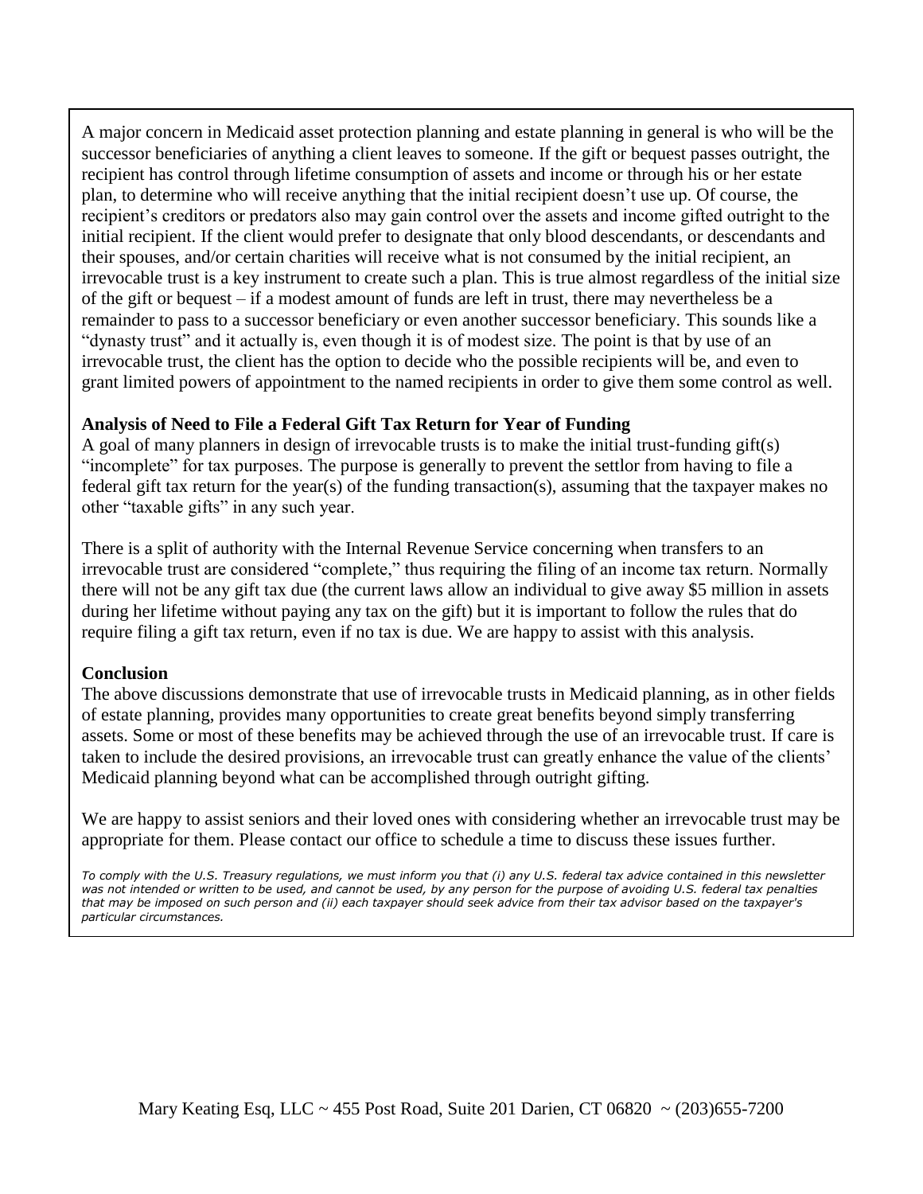A major concern in Medicaid asset protection planning and estate planning in general is who will be the successor beneficiaries of anything a client leaves to someone. If the gift or bequest passes outright, the recipient has control through lifetime consumption of assets and income or through his or her estate plan, to determine who will receive anything that the initial recipient doesn't use up. Of course, the recipient's creditors or predators also may gain control over the assets and income gifted outright to the initial recipient. If the client would prefer to designate that only blood descendants, or descendants and their spouses, and/or certain charities will receive what is not consumed by the initial recipient, an irrevocable trust is a key instrument to create such a plan. This is true almost regardless of the initial size of the gift or bequest – if a modest amount of funds are left in trust, there may nevertheless be a remainder to pass to a successor beneficiary or even another successor beneficiary. This sounds like a "dynasty trust" and it actually is, even though it is of modest size. The point is that by use of an irrevocable trust, the client has the option to decide who the possible recipients will be, and even to grant limited powers of appointment to the named recipients in order to give them some control as well.

**Analysis of Need to File a Federal Gift Tax Return for Year of Funding**

A goal of many planners in design of irrevocable trusts is to make the initial trust-funding gift(s) "incomplete" for tax purposes. The purpose is generally to prevent the settlor from having to file a federal gift tax return for the year(s) of the funding transaction(s), assuming that the taxpayer makes no other "taxable gifts" in any such year.

There is a split of authority with the Internal Revenue Service concerning when transfers to an irrevocable trust are considered "complete," thus requiring the filing of an income tax return. Normally there will not be any gift tax due (the current laws allow an individual to give away $5 million in assets during her lifetime without paying any tax on the gift) but it is important to follow the rules that do require filing a gift tax return, even if no tax is due. We are happy to assist with this analysis.

**Conclusion**

The above discussions demonstrate that use of irrevocable trusts in Medicaid planning, as in other fields of estate planning, provides many opportunities to create great benefits beyond simply transferring assets. Some or most of these benefits may be achieved through the use of an irrevocable trust. If care is taken to include the desired provisions, an irrevocable trust can greatly enhance the value of the clients' Medicaid planning beyond what can be accomplished through outright gifting.

We are happy to assist seniors and their loved ones with considering whether an irrevocable trust may be appropriate for them. Please contact our office to schedule a time to discuss these issues further.

*To comply with the U.S. Treasury regulations, we must inform you that (i) any U.S. federal tax advice contained in this newsletter was not intended or written to be used, and cannot be used, by any person for the purpose of avoiding U.S. federal tax penalties that may be imposed on such person and (ii) each taxpayer should seek advice from their tax advisor based on the taxpayer's particular circumstances.*

Mary Keating Esq, LLC ~ 455 Post Road, Suite 201 Darien, CT 06820 ~ (203)655-7200